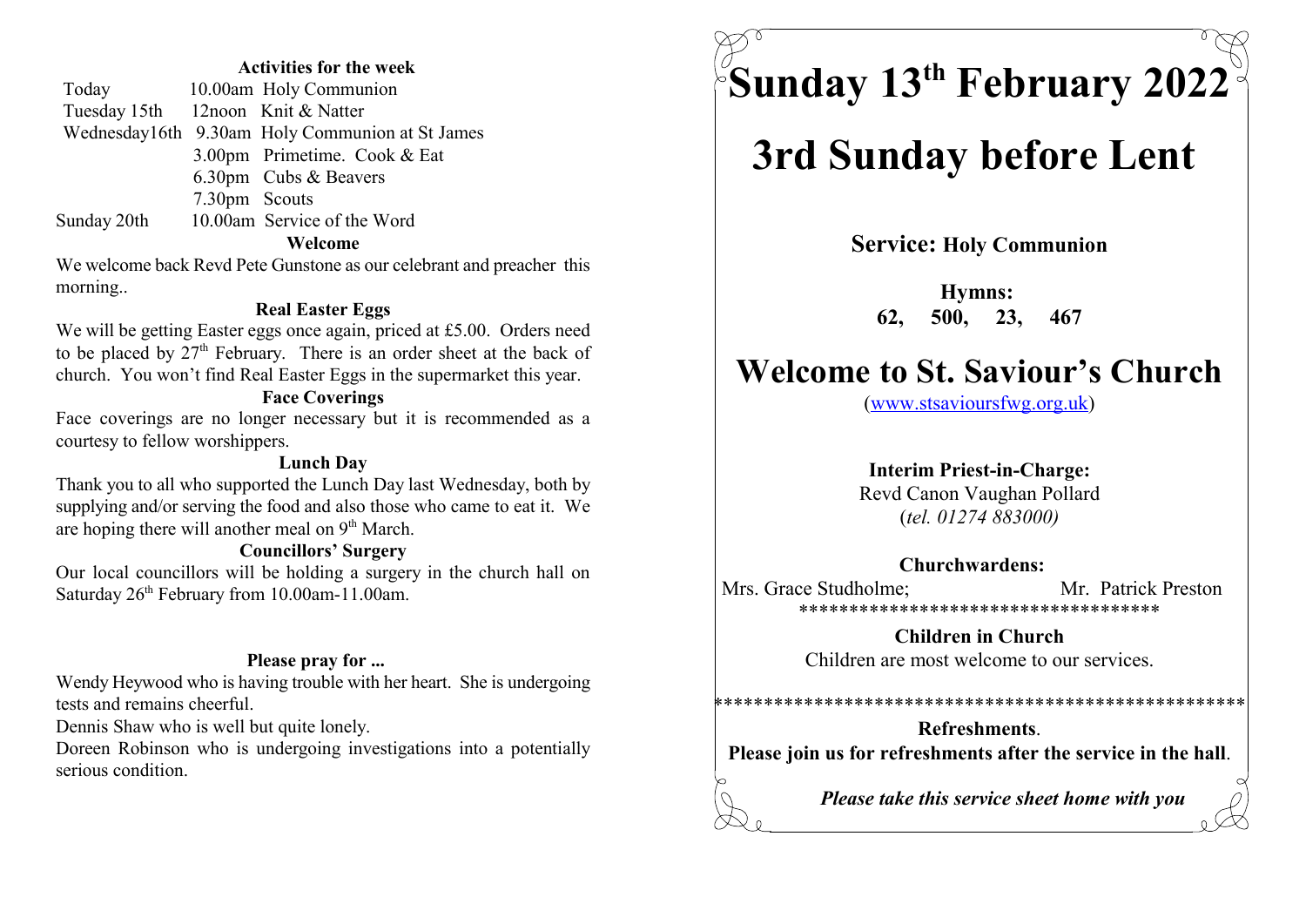## Activities for the week

| | | |
|---|---|---|
| Today | 10.00am | Holy Communion |
| Tuesday 15th | 12noon | Knit & Natter |
| Wednesday16th | 9.30am | Holy Communion at St James |
| | 3.00pm | Primetime. Cook & Eat |
| | 6.30pm | Cubs & Beavers |
| | 7.30pm | Scouts |
| Sunday 20th | 10.00am | Service of the Word |

### Welcome

We welcome back Revd Pete Gunstone as our celebrant and preacher this morning..

### Real Easter Eggs

We will be getting Easter eggs once again, priced at £5.00. Orders need to be placed by 27th February. There is an order sheet at the back of church. You won't find Real Easter Eggs in the supermarket this year.

### Face Coverings

Face coverings are no longer necessary but it is recommended as a courtesy to fellow worshippers.

### Lunch Day

Thank you to all who supported the Lunch Day last Wednesday, both by supplying and/or serving the food and also those who came to eat it. We are hoping there will another meal on 9th March.

### Councillors' Surgery

Our local councillors will be holding a surgery in the church hall on Saturday 26th February from 10.00am-11.00am.

### Please pray for ...

Wendy Heywood who is having trouble with her heart. She is undergoing tests and remains cheerful.

Dennis Shaw who is well but quite lonely.

Doreen Robinson who is undergoing investigations into a potentially serious condition.

# Sunday 13th February 2022

# 3rd Sunday before Lent

**Service: Holy Communion**

**Hymns:**
**62, 500, 23, 467**

# Welcome to St. Saviour's Church

(www.stsavioursfwg.org.uk)

**Interim Priest-in-Charge:**
Revd Canon Vaughan Pollard
(*tel. 01274 883000)*

**Churchwardens:**
Mrs. Grace Studholme; Mr. Patrick Preston

************************************

**Children in Church**
Children are most welcome to our services.

****************************************************

**Refreshments**.
**Please join us for refreshments after the service in the hall**.

***Please take this service sheet home with you***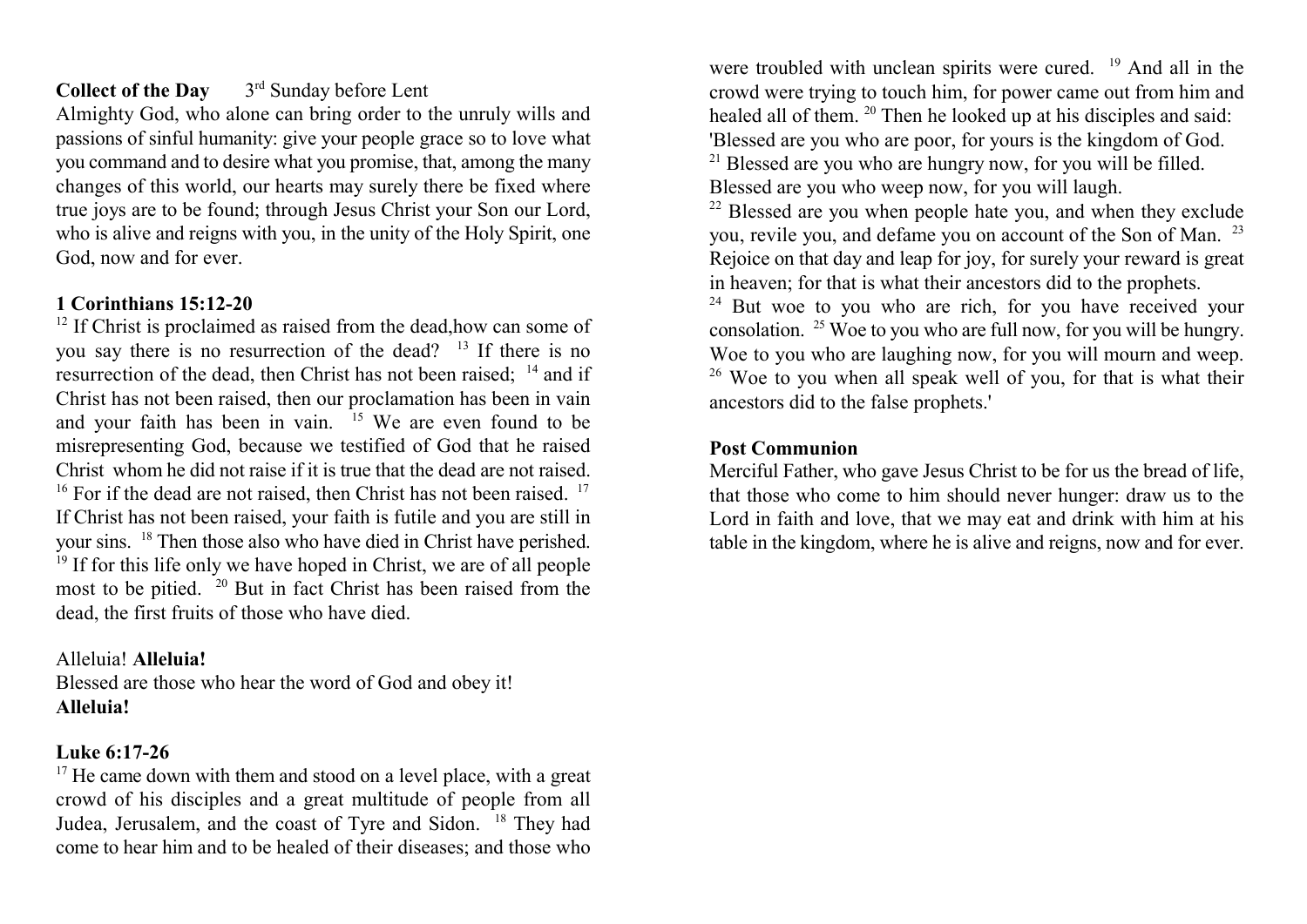**Collect of the Day** 3rd Sunday before Lent

Almighty God, who alone can bring order to the unruly wills and passions of sinful humanity: give your people grace so to love what you command and to desire what you promise, that, among the many changes of this world, our hearts may surely there be fixed where true joys are to be found; through Jesus Christ your Son our Lord, who is alive and reigns with you, in the unity of the Holy Spirit, one God, now and for ever.

## 1 Corinthians 15:12-20

[12] If Christ is proclaimed as raised from the dead,how can some of you say there is no resurrection of the dead? [13] If there is no resurrection of the dead, then Christ has not been raised; [14] and if Christ has not been raised, then our proclamation has been in vain and your faith has been in vain. [15] We are even found to be misrepresenting God, because we testified of God that he raised Christ whom he did not raise if it is true that the dead are not raised. [16] For if the dead are not raised, then Christ has not been raised. [17] If Christ has not been raised, your faith is futile and you are still in your sins. [18] Then those also who have died in Christ have perished. [19] If for this life only we have hoped in Christ, we are of all people most to be pitied. [20] But in fact Christ has been raised from the dead, the first fruits of those who have died.

Alleluia! **Alleluia!**
Blessed are those who hear the word of God and obey it!
**Alleluia!**

## Luke 6:17-26

[17] He came down with them and stood on a level place, with a great crowd of his disciples and a great multitude of people from all Judea, Jerusalem, and the coast of Tyre and Sidon. [18] They had come to hear him and to be healed of their diseases; and those who were troubled with unclean spirits were cured. [19] And all in the crowd were trying to touch him, for power came out from him and healed all of them. [20] Then he looked up at his disciples and said:
'Blessed are you who are poor, for yours is the kingdom of God.
[21] Blessed are you who are hungry now, for you will be filled.
Blessed are you who weep now, for you will laugh.
[22] Blessed are you when people hate you, and when they exclude you, revile you, and defame you on account of the Son of Man. [23] Rejoice on that day and leap for joy, for surely your reward is great in heaven; for that is what their ancestors did to the prophets.
[24] But woe to you who are rich, for you have received your consolation. [25] Woe to you who are full now, for you will be hungry.
Woe to you who are laughing now, for you will mourn and weep.
[26] Woe to you when all speak well of you, for that is what their ancestors did to the false prophets.'

## Post Communion

Merciful Father, who gave Jesus Christ to be for us the bread of life, that those who come to him should never hunger: draw us to the Lord in faith and love, that we may eat and drink with him at his table in the kingdom, where he is alive and reigns, now and for ever.